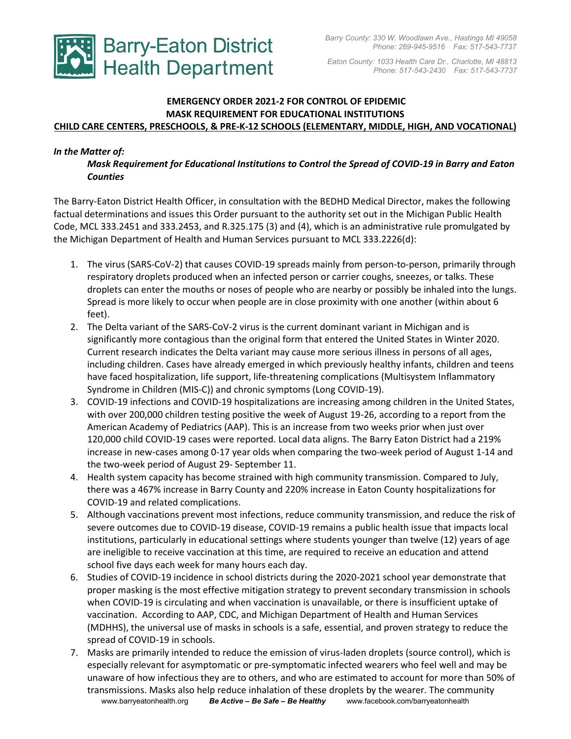# Barry-Eaton District Health Department

*Barry County: 330 W. Woodlawn Ave., Hastings MI 49058*
*Phone: 269-945-9516 Fax: 517-543-7737*

*Eaton County: 1033 Health Care Dr., Charlotte, MI 48813*
*Phone: 517-543-2430 Fax: 517-543-7737*

**EMERGENCY ORDER 2021-2 FOR CONTROL OF EPIDEMIC**
**MASK REQUIREMENT FOR EDUCATIONAL INSTITUTIONS**
**CHILD CARE CENTERS, PRESCHOOLS, & PRE-K-12 SCHOOLS (ELEMENTARY, MIDDLE, HIGH, AND VOCATIONAL)**

***In the Matter of:***

***Mask Requirement for Educational Institutions to Control the Spread of COVID-19 in Barry and Eaton Counties***

The Barry-Eaton District Health Officer, in consultation with the BEDHD Medical Director, makes the following factual determinations and issues this Order pursuant to the authority set out in the Michigan Public Health Code, MCL 333.2451 and 333.2453, and R.325.175 (3) and (4), which is an administrative rule promulgated by the Michigan Department of Health and Human Services pursuant to MCL 333.2226(d):

1. The virus (SARS-CoV-2) that causes COVID-19 spreads mainly from person-to-person, primarily through respiratory droplets produced when an infected person or carrier coughs, sneezes, or talks. These droplets can enter the mouths or noses of people who are nearby or possibly be inhaled into the lungs. Spread is more likely to occur when people are in close proximity with one another (within about 6 feet).
2. The Delta variant of the SARS-CoV-2 virus is the current dominant variant in Michigan and is significantly more contagious than the original form that entered the United States in Winter 2020. Current research indicates the Delta variant may cause more serious illness in persons of all ages, including children. Cases have already emerged in which previously healthy infants, children and teens have faced hospitalization, life support, life-threatening complications (Multisystem Inflammatory Syndrome in Children (MIS-C)) and chronic symptoms (Long COVID-19).
3. COVID-19 infections and COVID-19 hospitalizations are increasing among children in the United States, with over 200,000 children testing positive the week of August 19-26, according to a report from the American Academy of Pediatrics (AAP). This is an increase from two weeks prior when just over 120,000 child COVID-19 cases were reported. Local data aligns. The Barry Eaton District had a 219% increase in new-cases among 0-17 year olds when comparing the two-week period of August 1-14 and the two-week period of August 29- September 11.
4. Health system capacity has become strained with high community transmission. Compared to July, there was a 467% increase in Barry County and 220% increase in Eaton County hospitalizations for COVID-19 and related complications.
5. Although vaccinations prevent most infections, reduce community transmission, and reduce the risk of severe outcomes due to COVID-19 disease, COVID-19 remains a public health issue that impacts local institutions, particularly in educational settings where students younger than twelve (12) years of age are ineligible to receive vaccination at this time, are required to receive an education and attend school five days each week for many hours each day.
6. Studies of COVID-19 incidence in school districts during the 2020-2021 school year demonstrate that proper masking is the most effective mitigation strategy to prevent secondary transmission in schools when COVID-19 is circulating and when vaccination is unavailable, or there is insufficient uptake of vaccination. According to AAP, CDC, and Michigan Department of Health and Human Services (MDHHS), the universal use of masks in schools is a safe, essential, and proven strategy to reduce the spread of COVID-19 in schools.
7. Masks are primarily intended to reduce the emission of virus-laden droplets (source control), which is especially relevant for asymptomatic or pre-symptomatic infected wearers who feel well and may be unaware of how infectious they are to others, and who are estimated to account for more than 50% of transmissions. Masks also help reduce inhalation of these droplets by the wearer. The community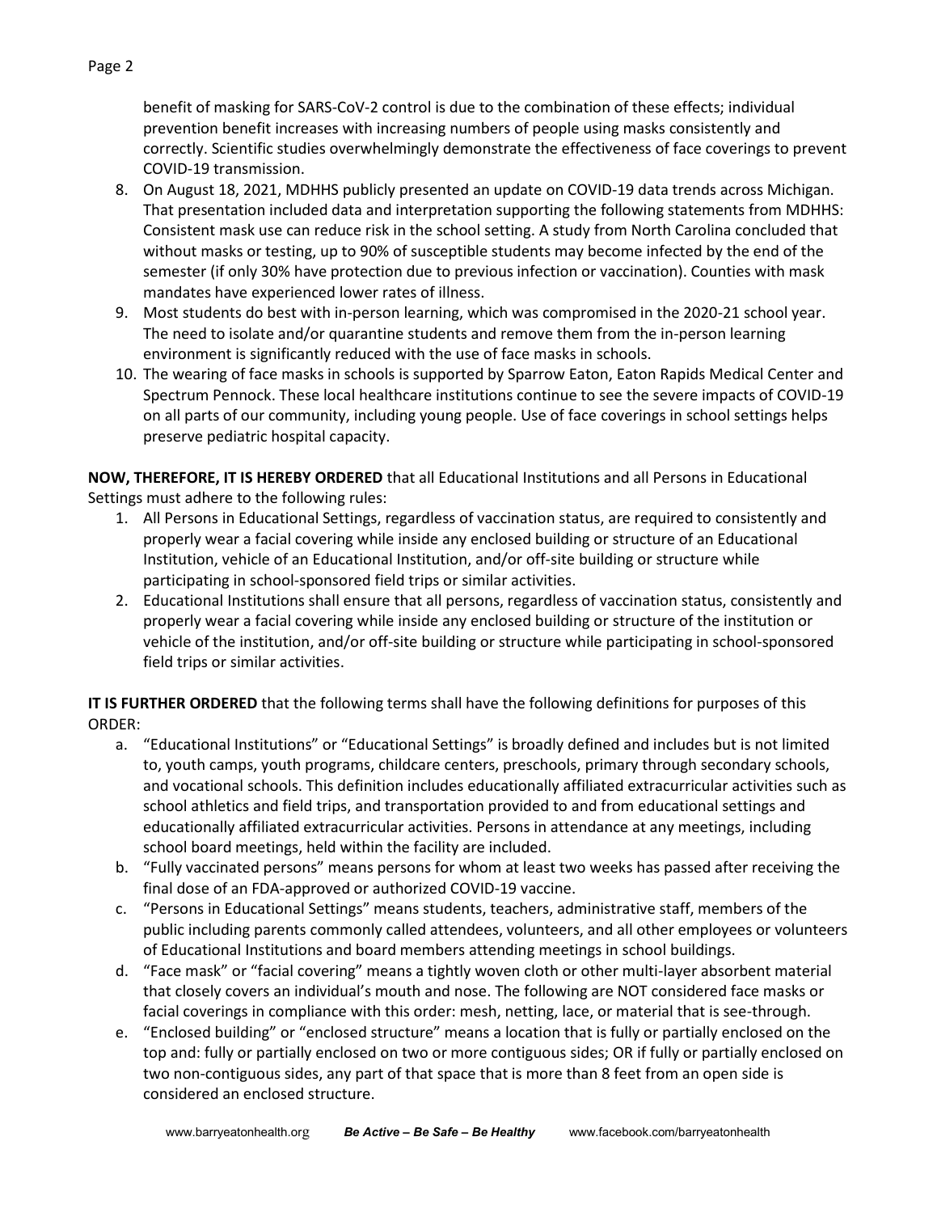benefit of masking for SARS-CoV-2 control is due to the combination of these effects; individual prevention benefit increases with increasing numbers of people using masks consistently and correctly. Scientific studies overwhelmingly demonstrate the effectiveness of face coverings to prevent COVID-19 transmission.

8. On August 18, 2021, MDHHS publicly presented an update on COVID-19 data trends across Michigan. That presentation included data and interpretation supporting the following statements from MDHHS: Consistent mask use can reduce risk in the school setting. A study from North Carolina concluded that without masks or testing, up to 90% of susceptible students may become infected by the end of the semester (if only 30% have protection due to previous infection or vaccination). Counties with mask mandates have experienced lower rates of illness.
9. Most students do best with in-person learning, which was compromised in the 2020-21 school year. The need to isolate and/or quarantine students and remove them from the in-person learning environment is significantly reduced with the use of face masks in schools.
10. The wearing of face masks in schools is supported by Sparrow Eaton, Eaton Rapids Medical Center and Spectrum Pennock. These local healthcare institutions continue to see the severe impacts of COVID-19 on all parts of our community, including young people. Use of face coverings in school settings helps preserve pediatric hospital capacity.

**NOW, THEREFORE, IT IS HEREBY ORDERED** that all Educational Institutions and all Persons in Educational Settings must adhere to the following rules:

1. All Persons in Educational Settings, regardless of vaccination status, are required to consistently and properly wear a facial covering while inside any enclosed building or structure of an Educational Institution, vehicle of an Educational Institution, and/or off-site building or structure while participating in school-sponsored field trips or similar activities.
2. Educational Institutions shall ensure that all persons, regardless of vaccination status, consistently and properly wear a facial covering while inside any enclosed building or structure of the institution or vehicle of the institution, and/or off-site building or structure while participating in school-sponsored field trips or similar activities.

**IT IS FURTHER ORDERED** that the following terms shall have the following definitions for purposes of this ORDER:

a. "Educational Institutions" or "Educational Settings" is broadly defined and includes but is not limited to, youth camps, youth programs, childcare centers, preschools, primary through secondary schools, and vocational schools. This definition includes educationally affiliated extracurricular activities such as school athletics and field trips, and transportation provided to and from educational settings and educationally affiliated extracurricular activities. Persons in attendance at any meetings, including school board meetings, held within the facility are included.

b. "Fully vaccinated persons" means persons for whom at least two weeks has passed after receiving the final dose of an FDA-approved or authorized COVID-19 vaccine.

c. "Persons in Educational Settings" means students, teachers, administrative staff, members of the public including parents commonly called attendees, volunteers, and all other employees or volunteers of Educational Institutions and board members attending meetings in school buildings.

d. "Face mask" or "facial covering" means a tightly woven cloth or other multi-layer absorbent material that closely covers an individual's mouth and nose. The following are NOT considered face masks or facial coverings in compliance with this order: mesh, netting, lace, or material that is see-through.

e. "Enclosed building" or "enclosed structure" means a location that is fully or partially enclosed on the top and: fully or partially enclosed on two or more contiguous sides; OR if fully or partially enclosed on two non-contiguous sides, any part of that space that is more than 8 feet from an open side is considered an enclosed structure.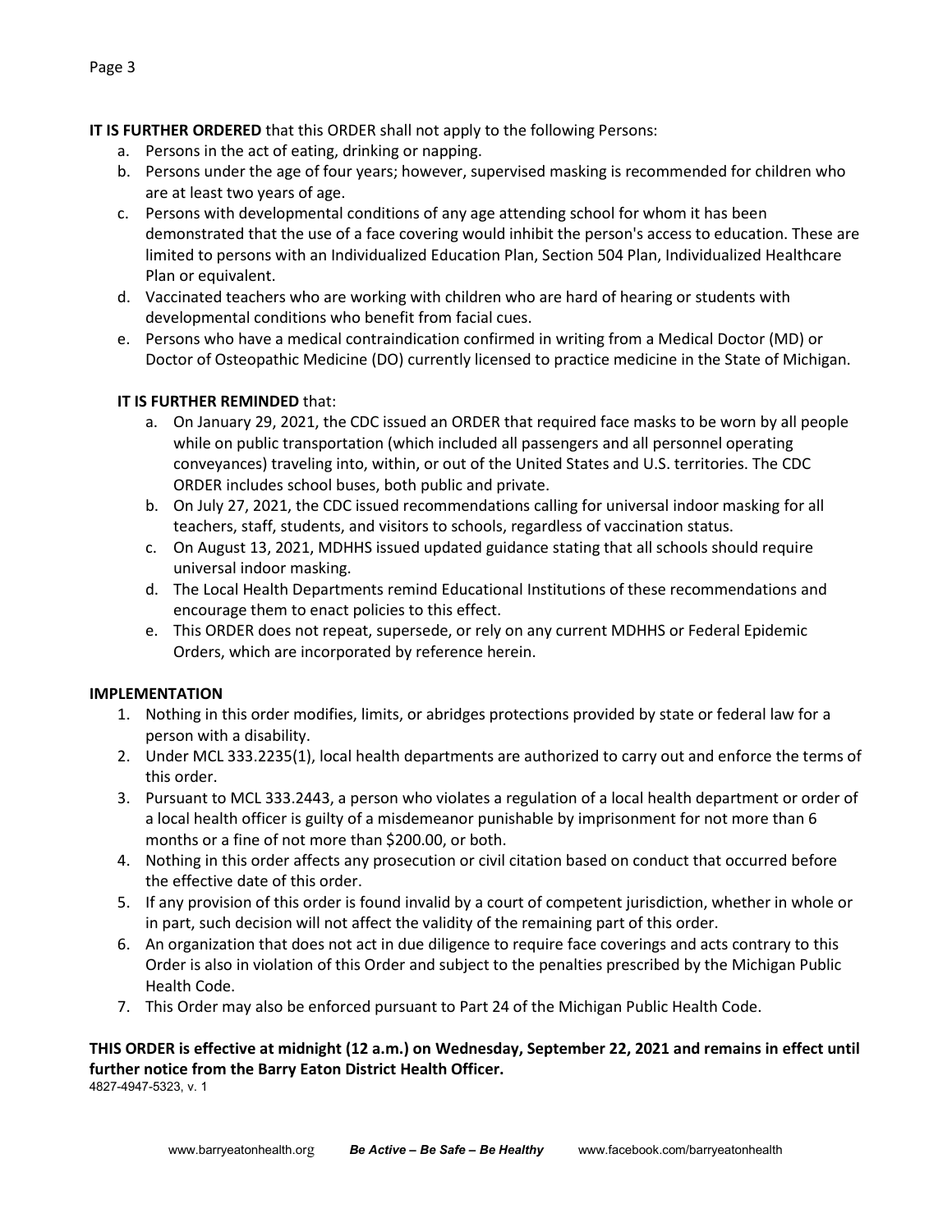**IT IS FURTHER ORDERED** that this ORDER shall not apply to the following Persons:

a. Persons in the act of eating, drinking or napping.
b. Persons under the age of four years; however, supervised masking is recommended for children who are at least two years of age.
c. Persons with developmental conditions of any age attending school for whom it has been demonstrated that the use of a face covering would inhibit the person's access to education. These are limited to persons with an Individualized Education Plan, Section 504 Plan, Individualized Healthcare Plan or equivalent.
d. Vaccinated teachers who are working with children who are hard of hearing or students with developmental conditions who benefit from facial cues.
e. Persons who have a medical contraindication confirmed in writing from a Medical Doctor (MD) or Doctor of Osteopathic Medicine (DO) currently licensed to practice medicine in the State of Michigan.

**IT IS FURTHER REMINDED** that:

a. On January 29, 2021, the CDC issued an ORDER that required face masks to be worn by all people while on public transportation (which included all passengers and all personnel operating conveyances) traveling into, within, or out of the United States and U.S. territories. The CDC ORDER includes school buses, both public and private.
b. On July 27, 2021, the CDC issued recommendations calling for universal indoor masking for all teachers, staff, students, and visitors to schools, regardless of vaccination status.
c. On August 13, 2021, MDHHS issued updated guidance stating that all schools should require universal indoor masking.
d. The Local Health Departments remind Educational Institutions of these recommendations and encourage them to enact policies to this effect.
e. This ORDER does not repeat, supersede, or rely on any current MDHHS or Federal Epidemic Orders, which are incorporated by reference herein.

**IMPLEMENTATION**

1. Nothing in this order modifies, limits, or abridges protections provided by state or federal law for a person with a disability.
2. Under MCL 333.2235(1), local health departments are authorized to carry out and enforce the terms of this order.
3. Pursuant to MCL 333.2443, a person who violates a regulation of a local health department or order of a local health officer is guilty of a misdemeanor punishable by imprisonment for not more than 6 months or a fine of not more than $200.00, or both.
4. Nothing in this order affects any prosecution or civil citation based on conduct that occurred before the effective date of this order.
5. If any provision of this order is found invalid by a court of competent jurisdiction, whether in whole or in part, such decision will not affect the validity of the remaining part of this order.
6. An organization that does not act in due diligence to require face coverings and acts contrary to this Order is also in violation of this Order and subject to the penalties prescribed by the Michigan Public Health Code.
7. This Order may also be enforced pursuant to Part 24 of the Michigan Public Health Code.

**THIS ORDER is effective at midnight (12 a.m.) on Wednesday, September 22, 2021 and remains in effect until further notice from the Barry Eaton District Health Officer.**

4827-4947-5323, v. 1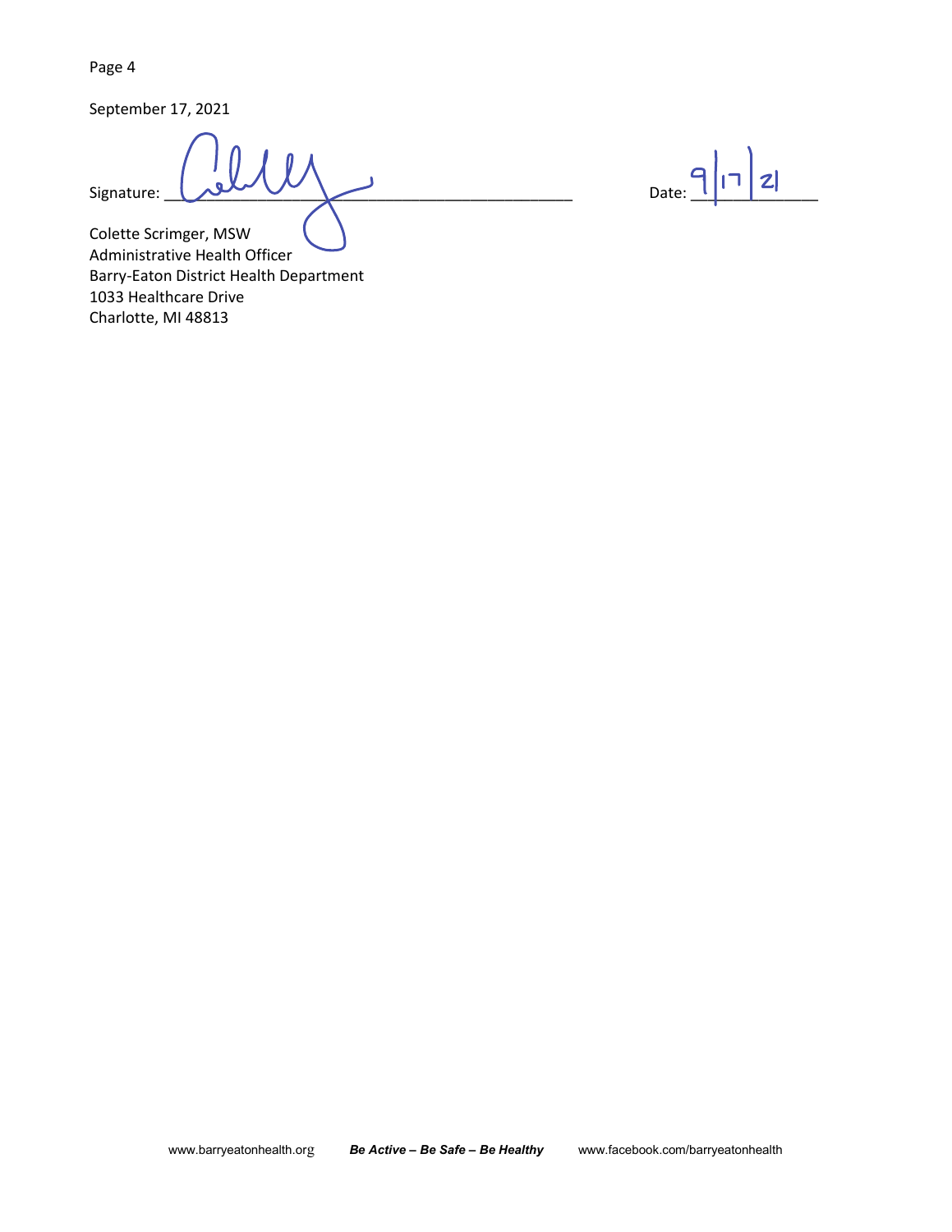September 17, 2021

Signature: ______________________________ Date: 9/17/21

Colette Scrimger, MSW
Administrative Health Officer
Barry-Eaton District Health Department
1033 Healthcare Drive
Charlotte, MI 48813

www.barryeatonhealth.org *Be Active – Be Safe – Be Healthy* www.facebook.com/barryeatonhealth